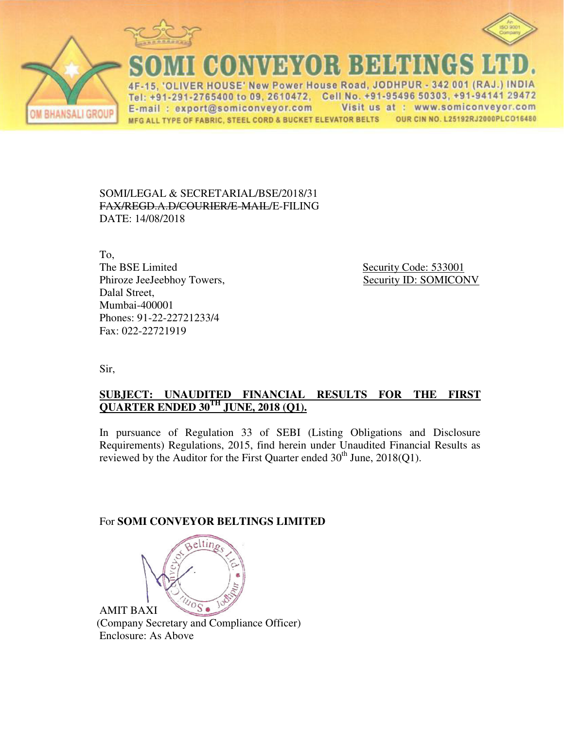# SOMI CONVEYOR BELTINGS LTD.

4F-15, 'OLIVER HOUSE' New Power House Road, JODHPUR - 342 001 (RAJ.) INDIA
Tel: +91-291-2765400 to 09, 2610472, Cell No. +91-95496 50303, +91-94141 29472
E-mail : export@somiconveyor.com Visit us at : www.somiconveyor.com
MFG ALL TYPE OF FABRIC, STEEL CORD & BUCKET ELEVATOR BELTS OUR CIN NO. L25192RJ2000PLCO16480

OM BHANSALI GROUP

An ISO 9001 Company

SOMI/LEGAL & SECRETARIAL/BSE/2018/31
~~FAX/REGD.A.D/COURIER/E-MAIL~~/E-FILING
DATE: 14/08/2018

To,
The BSE Limited
Phiroze JeeJeebhoy Towers,
Dalal Street,
Mumbai-400001
Phones: 91-22-22721233/4
Fax: 022-22721919

Security Code: 533001
Security ID: SOMICONV

Sir,

**SUBJECT: UNAUDITED FINANCIAL RESULTS FOR THE FIRST QUARTER ENDED 30TH JUNE, 2018 (Q1).**

In pursuance of Regulation 33 of SEBI (Listing Obligations and Disclosure Requirements) Regulations, 2015, find herein under Unaudited Financial Results as reviewed by the Auditor for the First Quarter ended 30th June, 2018(Q1).

For **SOMI CONVEYOR BELTINGS LIMITED**

AMIT BAXI
(Company Secretary and Compliance Officer)
Enclosure: As Above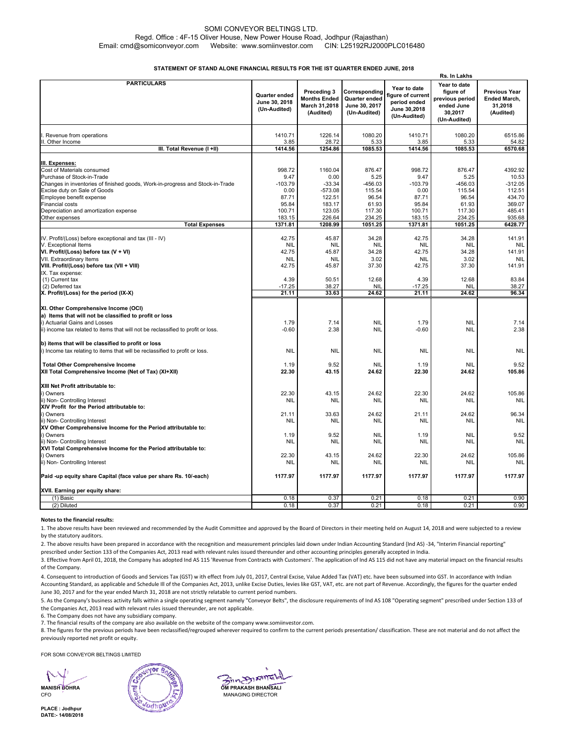SOMI CONVEYOR BELTINGS LTD.

Regd. Office : 4F-15 Oliver House, New Power House Road, Jodhpur (Rajasthan)

Email: cmd@somiconveyor.com Website: www.somiinvestor.com CIN: L25192RJ2000PLC016480

**STATEMENT OF STAND ALONE FINANCIAL RESULTS FOR THE IST QUARTER ENDED JUNE, 2018**

**Rs. In Lakhs**

| PARTICULARS | Quarter ended June 30, 2018 (Un-Audited) | Preceding 3 Months Ended March 31,2018 (Audited) | Corresponding Quarter ended June 30, 2017 (Un-Audited) | Year to date figure of current period ended June 30,2018 (Un-Audited) | Year to date figure of previous period ended June 30,2017 (Un-Audited) | Previous Year Ended March, 31,2018 (Audited) |
|---|---|---|---|---|---|---|
| I. Revenue from operations | 1410.71 | 1226.14 | 1080.20 | 1410.71 | 1080.20 | 6515.86 |
| II. Other Income | 3.85 | 28.72 | 5.33 | 3.85 | 5.33 | 54.82 |
| **III. Total Revenue (I +II)** | **1414.56** | **1254.86** | **1085.53** | **1414.56** | **1085.53** | **6570.68** |
| **III. Expenses:** | | | | | | |
| Cost of Materials consumed | 998.72 | 1160.04 | 876.47 | 998.72 | 876.47 | 4392.92 |
| Purchase of Stock-in-Trade | 9.47 | 0.00 | 5.25 | 9.47 | 5.25 | 10.53 |
| Changes in inventories of finished goods, Work-in-progress and Stock-in-Trade | -103.79 | -33.34 | -456.03 | -103.79 | -456.03 | -312.05 |
| Excise duty on Sale of Goods | 0.00 | -573.08 | 115.54 | 0.00 | 115.54 | 112.51 |
| Employee benefit expense | 87.71 | 122.51 | 96.54 | 87.71 | 96.54 | 434.70 |
| Financial costs | 95.84 | 183.17 | 61.93 | 95.84 | 61.93 | 369.07 |
| Depreciation and amortization expense | 100.71 | 123.05 | 117.30 | 100.71 | 117.30 | 485.41 |
| Other expenses | 183.15 | 226.64 | 234.25 | 183.15 | 234.25 | 935.68 |
| **Total Expenses** | **1371.81** | **1208.99** | **1051.25** | **1371.81** | **1051.25** | **6428.77** |
| IV. Profit/(Loss) before exceptional and tax (III - IV) | 42.75 | 45.87 | 34.28 | 42.75 | 34.28 | 141.91 |
| V. Exceptional Items | NIL | NIL | NIL | NIL | NIL | NIL |
| **VI. Profit/(Loss) before tax (V + VI)** | 42.75 | 45.87 | 34.28 | 42.75 | 34.28 | 141.91 |
| VII. Extraordinary Items | NIL | NIL | 3.02 | NIL | 3.02 | NIL |
| **VIII. Profit/(Loss) before tax (VII + VIII)** | 42.75 | 45.87 | 37.30 | 42.75 | 37.30 | 141.91 |
| IX. Tax expense: | | | | | | |
| (1) Current tax | 4.39 | 50.51 | 12.68 | 4.39 | 12.68 | 83.84 |
| (2) Deferred tax | -17.25 | 38.27 | NIL | -17.25 | NIL | 38.27 |
| **X. Profit/(Loss) for the period (IX-X)** | **21.11** | **33.63** | **24.62** | **21.11** | **24.62** | **96.34** |
| **XI. Other Comprehensive Income (OCI)** | | | | | | |
| **a) Items that will not be classified to profit or loss** | | | | | | |
| i) Actuarial Gains and Losses | 1.79 | 7.14 | NIL | 1.79 | NIL | 7.14 |
| ii) income tax related to items that will not be reclassified to profit or loss. | -0.60 | 2.38 | NIL | -0.60 | NIL | 2.38 |
| **b) items that will be classified to profit or loss** | | | | | | |
| i) Income tax relating to items that will be reclassified to profit or loss. | NIL | NIL | NIL | NIL | NIL | NIL |
| **Total Other Comprehensive Income** | 1.19 | 9.52 | NIL | 1.19 | NIL | 9.52 |
| **XII Total Comprehensive Income (Net of Tax) (XI+XII)** | **22.30** | **43.15** | **24.62** | **22.30** | **24.62** | **105.86** |
| **XIII Net Profit attributable to:** | | | | | | |
| i) Owners | 22.30 | 43.15 | 24.62 | 22.30 | 24.62 | 105.86 |
| ii) Non- Controlling Interest | NIL | NIL | NIL | NIL | NIL | NIL |
| **XIV Profit for the Period attributable to:** | | | | | | |
| i) Owners | 21.11 | 33.63 | 24.62 | 21.11 | 24.62 | 96.34 |
| ii) Non- Controlling Interest | NIL | NIL | NIL | NIL | NIL | NIL |
| **XV Other Comprehensive Income for the Period attributable to:** | | | | | | |
| i) Owners | 1.19 | 9.52 | NIL | 1.19 | NIL | 9.52 |
| ii) Non- Controlling Interest | NIL | NIL | NIL | NIL | NIL | NIL |
| **XVI Total Comprehensive Income for the Period attributable to:** | | | | | | |
| i) Owners | 22.30 | 43.15 | 24.62 | 22.30 | 24.62 | 105.86 |
| ii) Non- Controlling Interest | NIL | NIL | NIL | NIL | NIL | NIL |
| **Paid -up equity share Capital (face value per share Rs. 10/-each)** | **1177.97** | **1177.97** | **1177.97** | **1177.97** | **1177.97** | **1177.97** |
| **XVII. Earning per equity share:** | | | | | | |
| (1) Basic | 0.18 | 0.37 | 0.21 | 0.18 | 0.21 | 0.90 |
| (2) Diluted | 0.18 | 0.37 | 0.21 | 0.18 | 0.21 | 0.90 |

**Notes to the financial results:**

1. The above results have been reviewed and recommended by the Audit Committee and approved by the Board of Directors in their meeting held on August 14, 2018 and were subjected to a review by the statutory auditors.
2. The above results have been prepared in accordance with the recognition and measurement principles laid down under Indian Accounting Standard {Ind AS) -34, "Interim Financial reporting" prescribed under Section 133 of the Companies Act, 2013 read with relevant rules issued thereunder and other accounting principles generally accepted in India.
3. Effective from April 01, 2018, the Company has adopted Ind AS 115 'Revenue from Contracts with Customers'. The application of Ind AS 115 did not have any material impact on the financial results of the Company.
4. Consequent to introduction of Goods and Services Tax (GST) w ith effect from July 01, 2017, Central Excise, Value Added Tax {VAT) etc. have been subsumed into GST. In accordance with Indian Accounting Standard, as applicable and Schedule III of the Companies Act, 2013, unlike Excise Duties, levies like GST, VAT, etc. are not part of Revenue. Accordingly, the figures for the quarter ended June 30, 2017 and for the year ended March 31, 2018 are not strictly relatable to current period numbers.
5. As the Company's business activity falls within a single operating segment namely "Conveyor Belts", the disclosure requirements of Ind AS 108 "Operating segment" prescribed under Section 133 of the Companies Act, 2013 read with relevant rules issued thereunder, are not applicable.
6. The Company does not have any subsidiary company.
7. The financial results of the company are also available on the website of the company www.somiinvestor.com.
8. The figures for the previous periods have been reclassified/regrouped wherever required to confirm to the current periods presentation/ classification. These are not material and do not affect the previously reported net profit or equity.

FOR SOMI CONVEYOR BELTINGS LIMITED

**MANISH BOHRA**
CFO

**OM PRAKASH BHANSALI**
MANAGING DIRECTOR

**PLACE : Jodhpur**
**DATE:- 14/08/2018**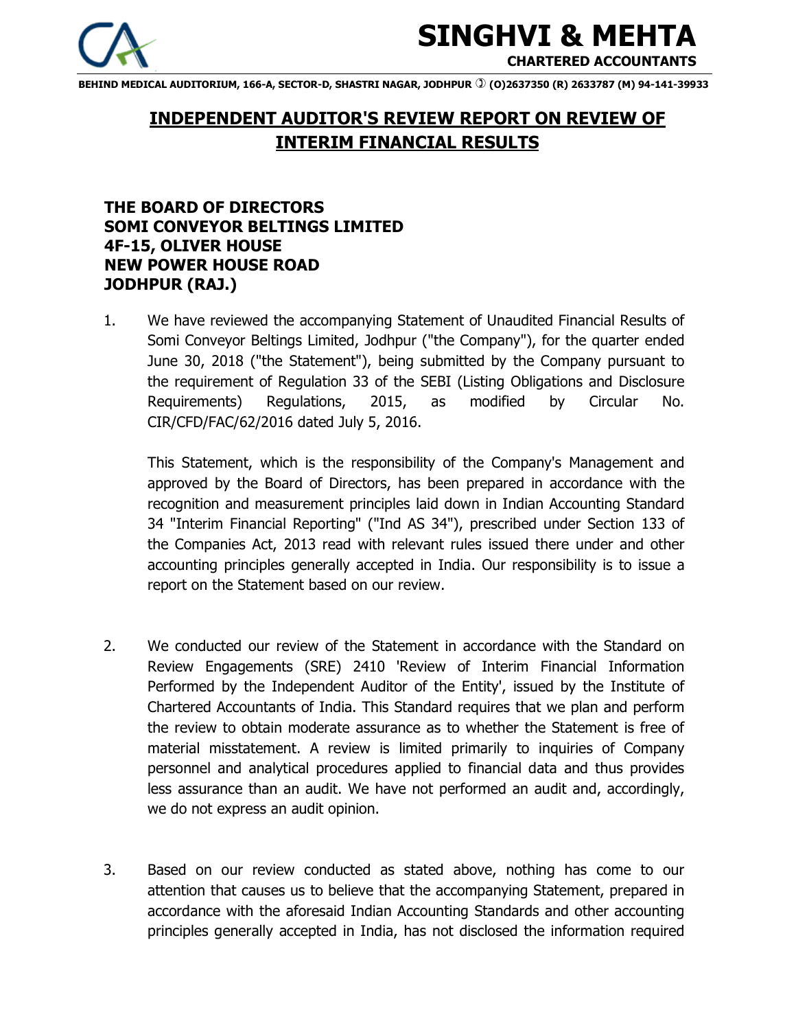**SINGHVI & MEHTA**
**CHARTERED ACCOUNTANTS**

**BEHIND MEDICAL AUDITORIUM, 166-A, SECTOR-D, SHASTRI NAGAR, JODHPUR ✆ (O)2637350 (R) 2633787 (M) 94-141-39933**

# INDEPENDENT AUDITOR'S REVIEW REPORT ON REVIEW OF INTERIM FINANCIAL RESULTS

**THE BOARD OF DIRECTORS**
**SOMI CONVEYOR BELTINGS LIMITED**
**4F-15, OLIVER HOUSE**
**NEW POWER HOUSE ROAD**
**JODHPUR (RAJ.)**

1. We have reviewed the accompanying Statement of Unaudited Financial Results of Somi Conveyor Beltings Limited, Jodhpur ("the Company"), for the quarter ended June 30, 2018 ("the Statement"), being submitted by the Company pursuant to the requirement of Regulation 33 of the SEBI (Listing Obligations and Disclosure Requirements) Regulations, 2015, as modified by Circular No. CIR/CFD/FAC/62/2016 dated July 5, 2016.

   This Statement, which is the responsibility of the Company's Management and approved by the Board of Directors, has been prepared in accordance with the recognition and measurement principles laid down in Indian Accounting Standard 34 "Interim Financial Reporting" ("Ind AS 34"), prescribed under Section 133 of the Companies Act, 2013 read with relevant rules issued there under and other accounting principles generally accepted in India. Our responsibility is to issue a report on the Statement based on our review.

2. We conducted our review of the Statement in accordance with the Standard on Review Engagements (SRE) 2410 'Review of Interim Financial Information Performed by the Independent Auditor of the Entity', issued by the Institute of Chartered Accountants of India. This Standard requires that we plan and perform the review to obtain moderate assurance as to whether the Statement is free of material misstatement. A review is limited primarily to inquiries of Company personnel and analytical procedures applied to financial data and thus provides less assurance than an audit. We have not performed an audit and, accordingly, we do not express an audit opinion.

3. Based on our review conducted as stated above, nothing has come to our attention that causes us to believe that the accompanying Statement, prepared in accordance with the aforesaid Indian Accounting Standards and other accounting principles generally accepted in India, has not disclosed the information required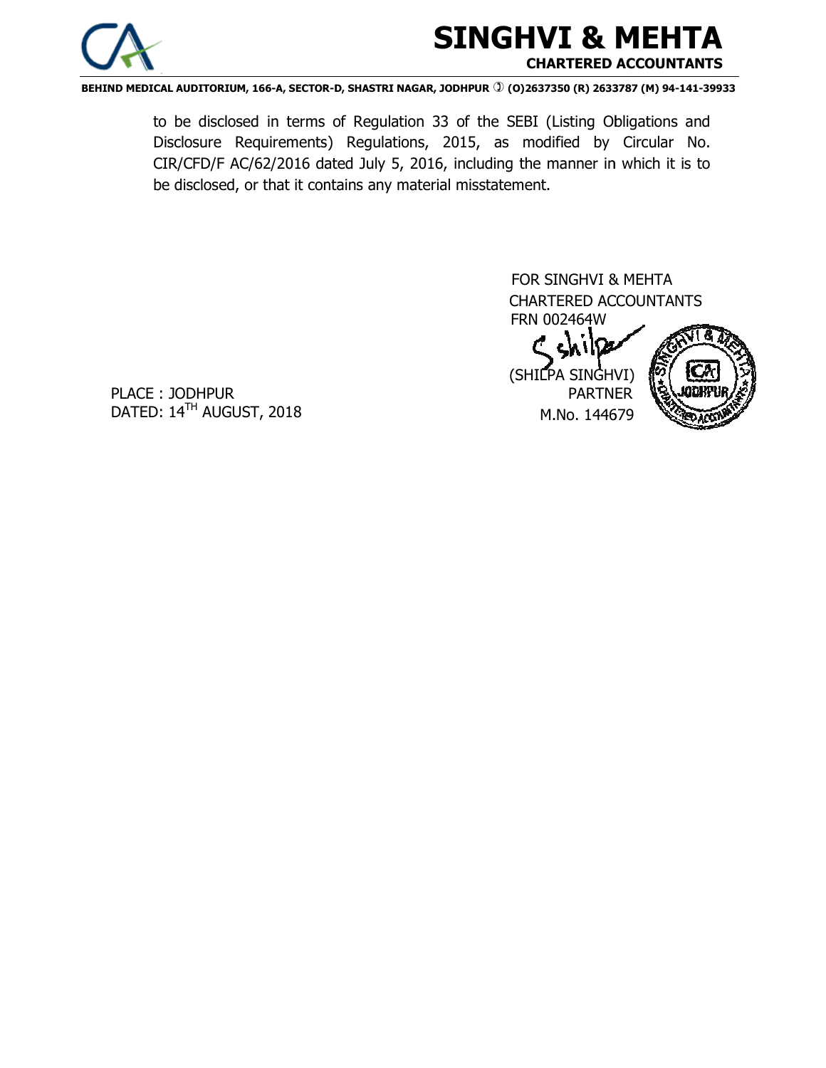to be disclosed in terms of Regulation 33 of the SEBI (Listing Obligations and Disclosure Requirements) Regulations, 2015, as modified by Circular No. CIR/CFD/F AC/62/2016 dated July 5, 2016, including the manner in which it is to be disclosed, or that it contains any material misstatement.

FOR SINGHVI & MEHTA
CHARTERED ACCOUNTANTS
FRN 002464W

(SHILPA SINGHVI)
PARTNER
M.No. 144679

PLACE : JODHPUR
DATED: 14TH AUGUST, 2018